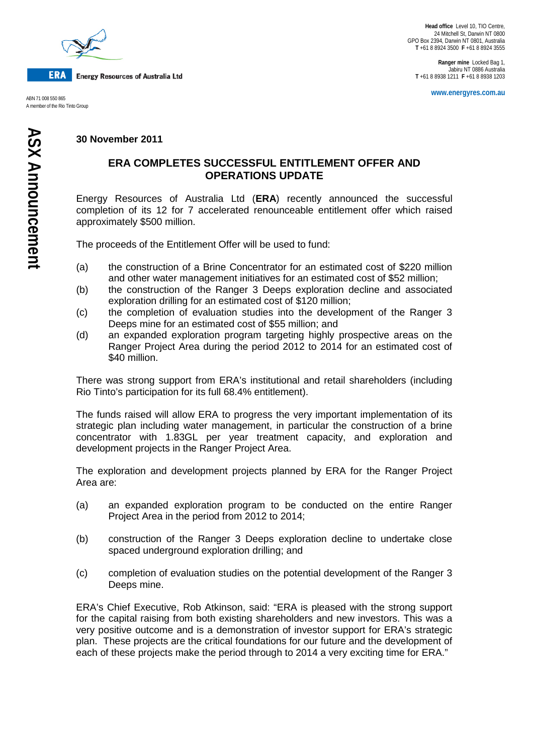**ERA** Energy Resources of Australia Ltd

ABN 71 008 550 865
A member of the Rio Tinto Group

**Head office** Level 10, TIO Centre,
24 Mitchell St, Darwin NT 0800
GPO Box 2394, Darwin NT 0801, Australia
**T** +61 8 8924 3500 **F** +61 8 8924 3555

**Ranger mine** Locked Bag 1,
Jabiru NT 0886 Australia
**T** +61 8 8938 1211 **F** +61 8 8938 1203

www.energyres.com.au

**ASX Announcement**

**30 November 2011**

## ERA COMPLETES SUCCESSFUL ENTITLEMENT OFFER AND OPERATIONS UPDATE

Energy Resources of Australia Ltd (**ERA**) recently announced the successful completion of its 12 for 7 accelerated renounceable entitlement offer which raised approximately $500 million.

The proceeds of the Entitlement Offer will be used to fund:

(a) the construction of a Brine Concentrator for an estimated cost of $220 million and other water management initiatives for an estimated cost of $52 million;

(b) the construction of the Ranger 3 Deeps exploration decline and associated exploration drilling for an estimated cost of $120 million;

(c) the completion of evaluation studies into the development of the Ranger 3 Deeps mine for an estimated cost of $55 million; and

(d) an expanded exploration program targeting highly prospective areas on the Ranger Project Area during the period 2012 to 2014 for an estimated cost of $40 million.

There was strong support from ERA's institutional and retail shareholders (including Rio Tinto's participation for its full 68.4% entitlement).

The funds raised will allow ERA to progress the very important implementation of its strategic plan including water management, in particular the construction of a brine concentrator with 1.83GL per year treatment capacity, and exploration and development projects in the Ranger Project Area.

The exploration and development projects planned by ERA for the Ranger Project Area are:

(a) an expanded exploration program to be conducted on the entire Ranger Project Area in the period from 2012 to 2014;

(b) construction of the Ranger 3 Deeps exploration decline to undertake close spaced underground exploration drilling; and

(c) completion of evaluation studies on the potential development of the Ranger 3 Deeps mine.

ERA's Chief Executive, Rob Atkinson, said: "ERA is pleased with the strong support for the capital raising from both existing shareholders and new investors. This was a very positive outcome and is a demonstration of investor support for ERA's strategic plan. These projects are the critical foundations for our future and the development of each of these projects make the period through to 2014 a very exciting time for ERA."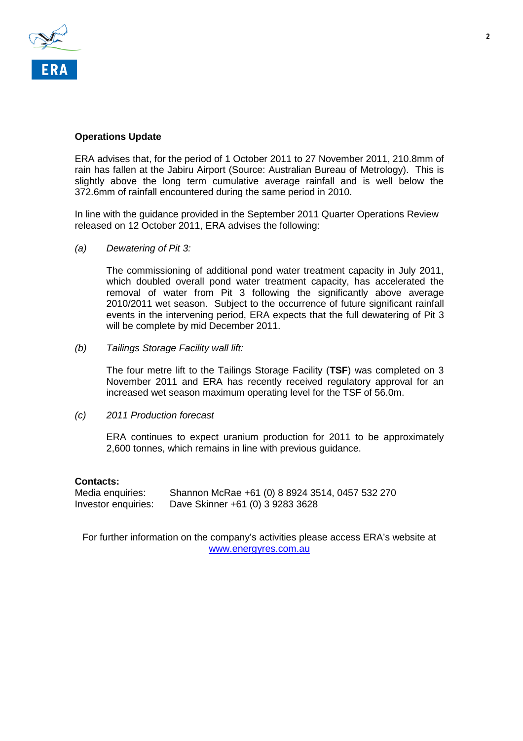**Operations Update**

ERA advises that, for the period of 1 October 2011 to 27 November 2011, 210.8mm of rain has fallen at the Jabiru Airport (Source: Australian Bureau of Metrology). This is slightly above the long term cumulative average rainfall and is well below the 372.6mm of rainfall encountered during the same period in 2010.

In line with the guidance provided in the September 2011 Quarter Operations Review released on 12 October 2011, ERA advises the following:

*(a)* *Dewatering of Pit 3:*

The commissioning of additional pond water treatment capacity in July 2011, which doubled overall pond water treatment capacity, has accelerated the removal of water from Pit 3 following the significantly above average 2010/2011 wet season. Subject to the occurrence of future significant rainfall events in the intervening period, ERA expects that the full dewatering of Pit 3 will be complete by mid December 2011.

*(b)* *Tailings Storage Facility wall lift:*

The four metre lift to the Tailings Storage Facility (**TSF**) was completed on 3 November 2011 and ERA has recently received regulatory approval for an increased wet season maximum operating level for the TSF of 56.0m.

*(c)* *2011 Production forecast*

ERA continues to expect uranium production for 2011 to be approximately 2,600 tonnes, which remains in line with previous guidance.

**Contacts:**

Media enquiries: Shannon McRae +61 (0) 8 8924 3514, 0457 532 270

Investor enquiries: Dave Skinner +61 (0) 3 9283 3628

For further information on the company's activities please access ERA's website at www.energyres.com.au